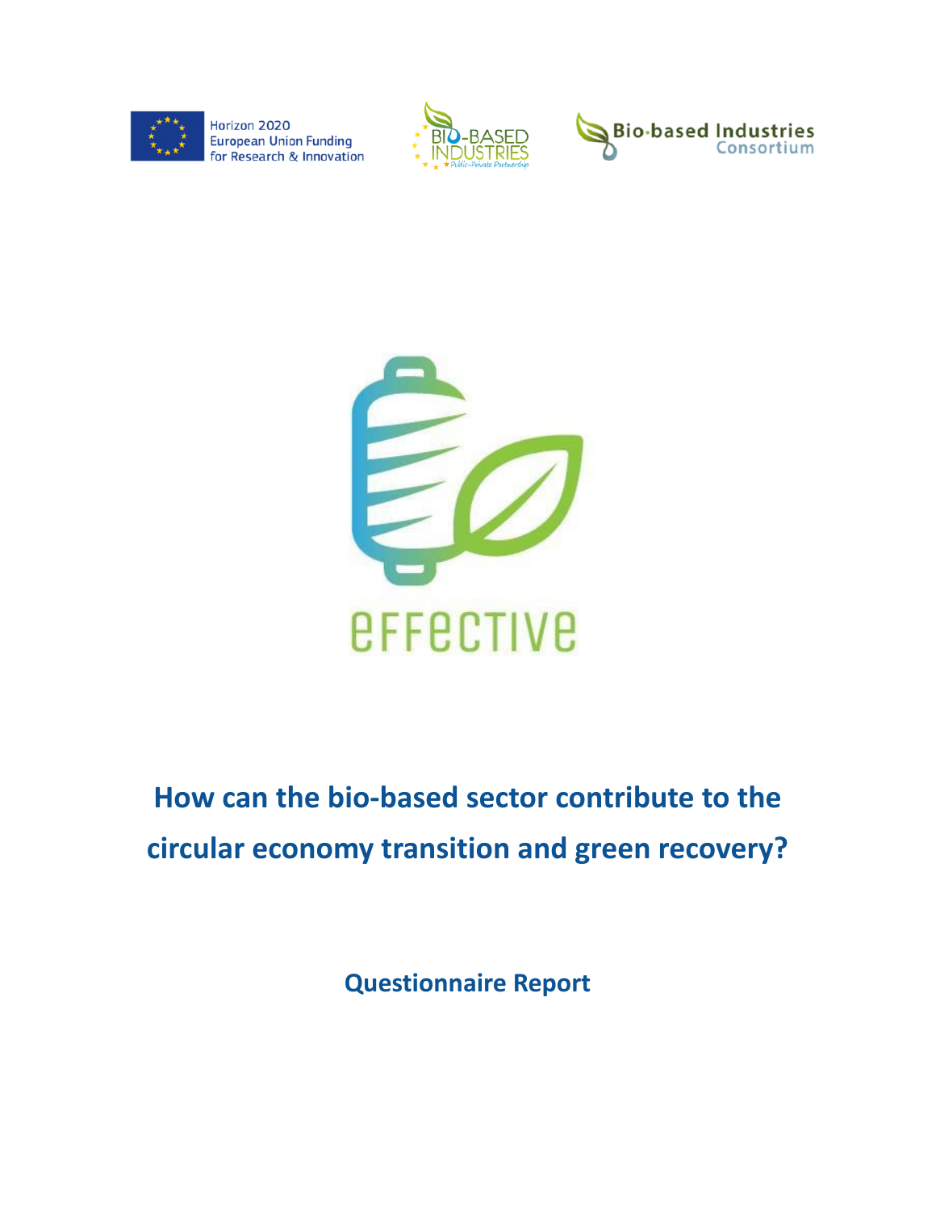Horizon 2020
European Union Funding
for Research & Innovation

BIO-BASED INDUSTRIES
Public-Private Partnership

Bio-based Industries
Consortium

effective

# How can the bio-based sector contribute to the circular economy transition and green recovery?

## Questionnaire Report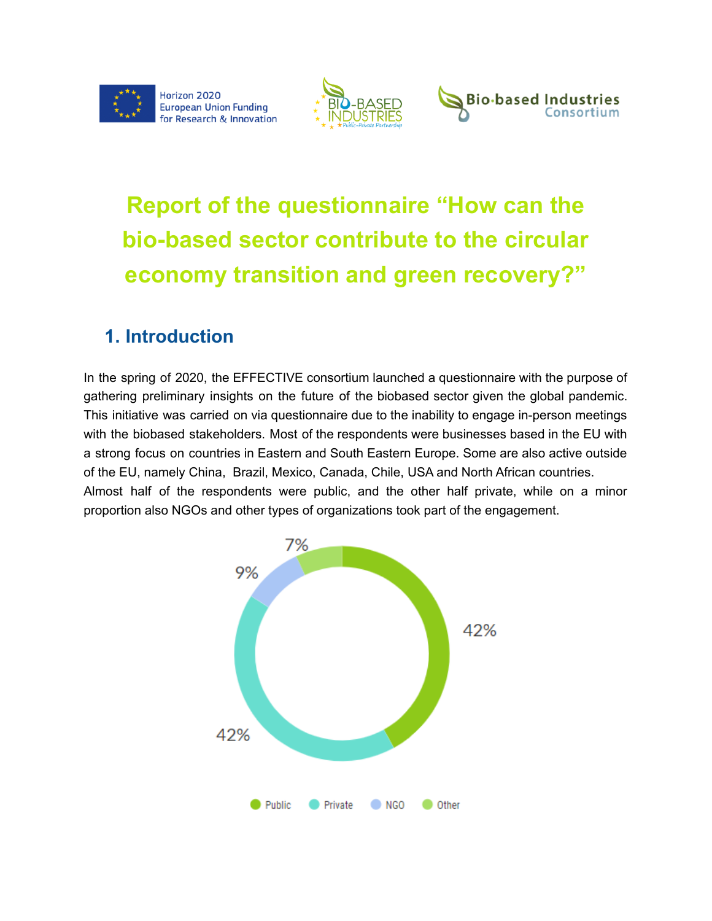# Report of the questionnaire "How can the bio-based sector contribute to the circular economy transition and green recovery?"

## 1. Introduction

In the spring of 2020, the EFFECTIVE consortium launched a questionnaire with the purpose of gathering preliminary insights on the future of the biobased sector given the global pandemic. This initiative was carried on via questionnaire due to the inability to engage in-person meetings with the biobased stakeholders. Most of the respondents were businesses based in the EU with a strong focus on countries in Eastern and South Eastern Europe. Some are also active outside of the EU, namely China, Brazil, Mexico, Canada, Chile, USA and North African countries. Almost half of the respondents were public, and the other half private, while on a minor proportion also NGOs and other types of organizations took part of the engagement.

| Type | Share |
|---|---|
| Public | 42% |
| Private | 42% |
| NGO | 9% |
| Other | 7% |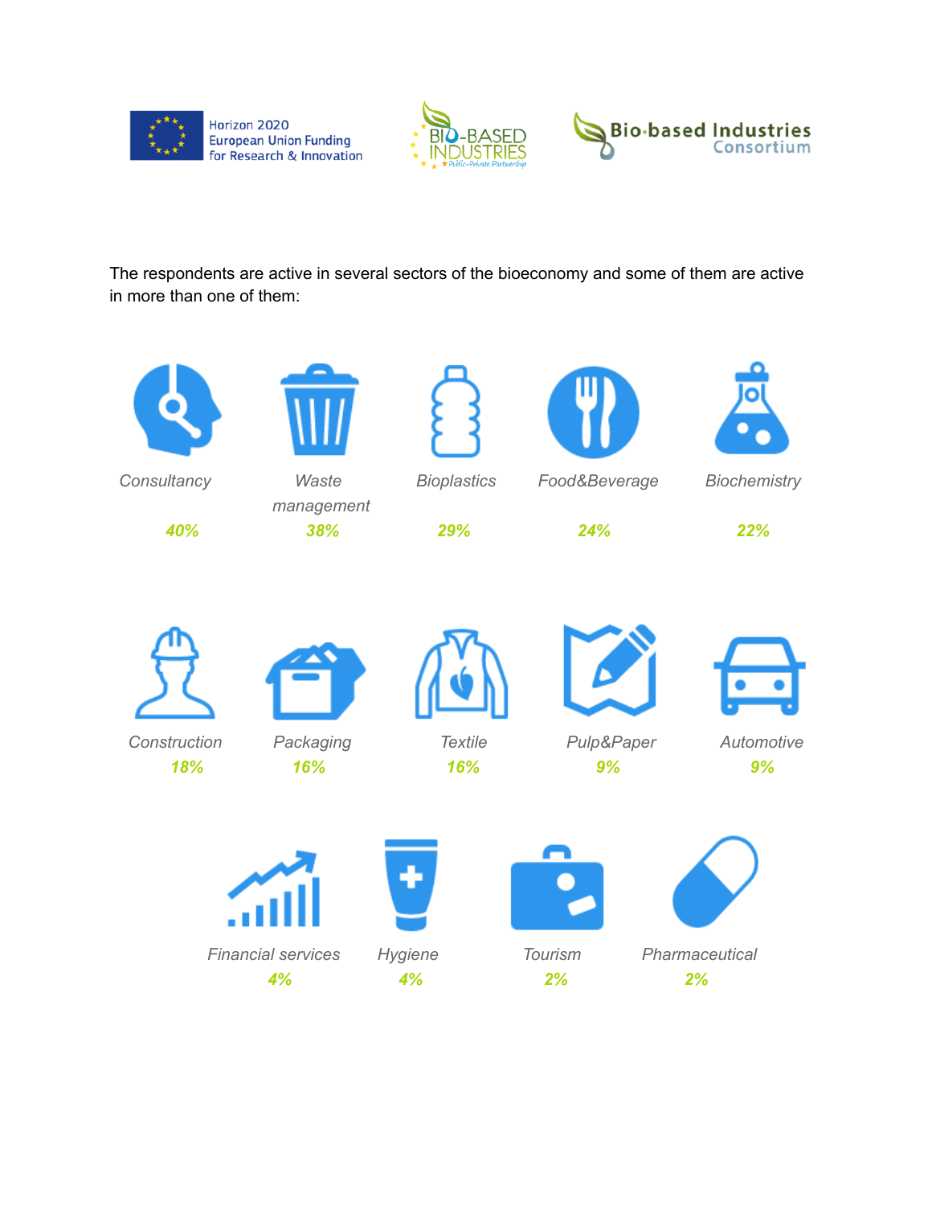The respondents are active in several sectors of the bioeconomy and some of them are active in more than one of them:

| Sector | Share |
|---|---|
| *Consultancy* | ***40%*** |
| *Waste management* | ***38%*** |
| *Bioplastics* | ***29%*** |
| *Food&Beverage* | ***24%*** |
| *Biochemistry* | ***22%*** |
| *Construction* | ***18%*** |
| *Packaging* | ***16%*** |
| *Textile* | ***16%*** |
| *Pulp&Paper* | ***9%*** |
| *Automotive* | ***9%*** |
| *Financial services* | ***4%*** |
| *Hygiene* | ***4%*** |
| *Tourism* | ***2%*** |
| *Pharmaceutical* | ***2%*** |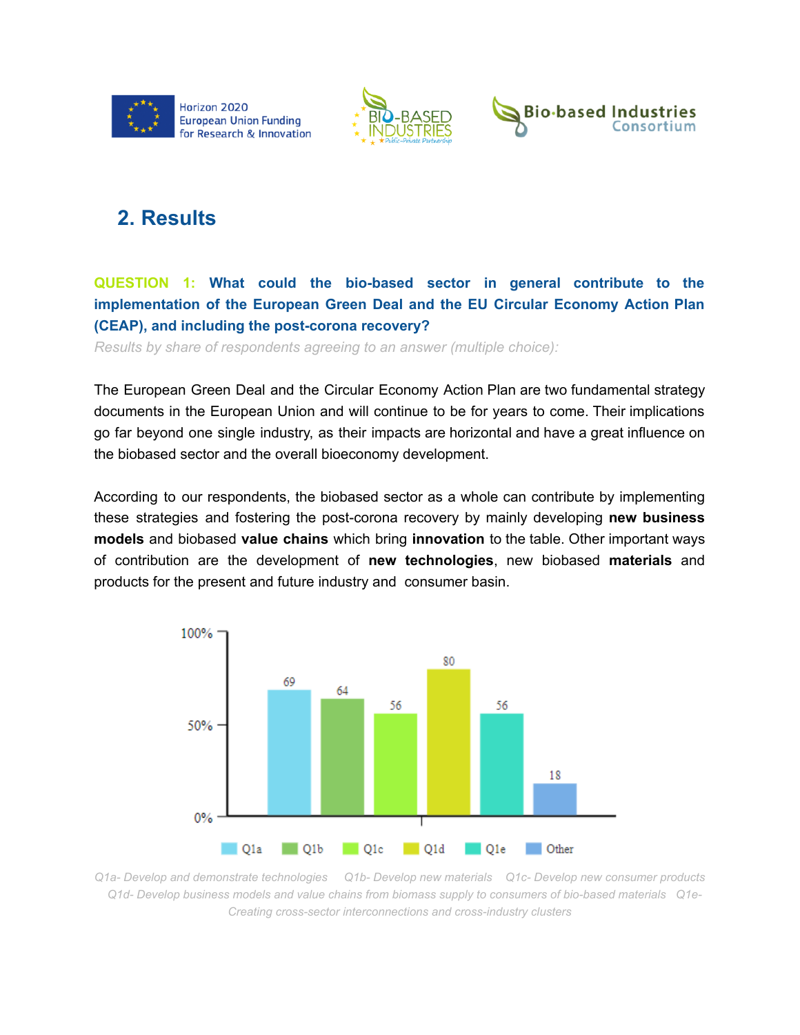## 2. Results

**QUESTION 1: What could the bio-based sector in general contribute to the implementation of the European Green Deal and the EU Circular Economy Action Plan (CEAP), and including the post-corona recovery?**

*Results by share of respondents agreeing to an answer (multiple choice):*

The European Green Deal and the Circular Economy Action Plan are two fundamental strategy documents in the European Union and will continue to be for years to come. Their implications go far beyond one single industry, as their impacts are horizontal and have a great influence on the biobased sector and the overall bioeconomy development.

According to our respondents, the biobased sector as a whole can contribute by implementing these strategies and fostering the post-corona recovery by mainly developing **new business models** and biobased **value chains** which bring **innovation** to the table. Other important ways of contribution are the development of **new technologies**, new biobased **materials** and products for the present and future industry and consumer basin.

| Answer | Share of respondents (%) |
| --- | --- |
| Q1a | 69 |
| Q1b | 64 |
| Q1c | 56 |
| Q1d | 80 |
| Q1e | 56 |
| Other | 18 |

*Q1a- Develop and demonstrate technologies Q1b- Develop new materials Q1c- Develop new consumer products Q1d- Develop business models and value chains from biomass supply to consumers of bio-based materials Q1e- Creating cross-sector interconnections and cross-industry clusters*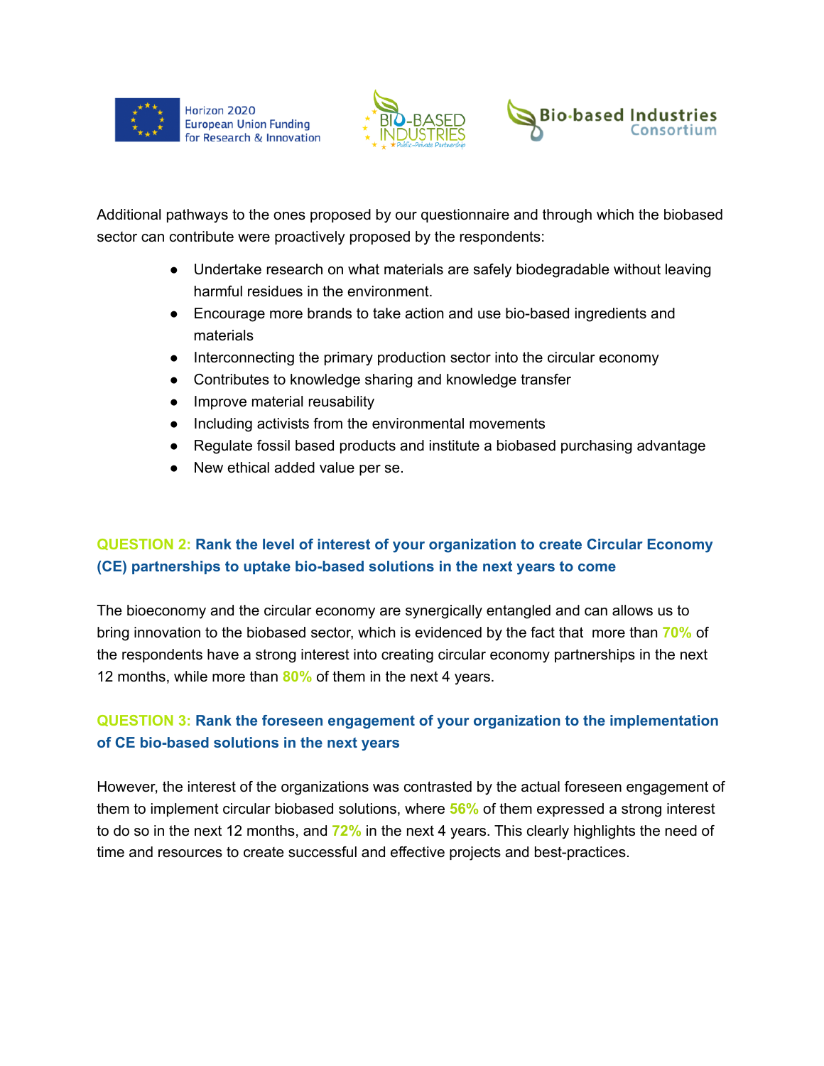Additional pathways to the ones proposed by our questionnaire and through which the biobased sector can contribute were proactively proposed by the respondents:

- Undertake research on what materials are safely biodegradable without leaving harmful residues in the environment.
- Encourage more brands to take action and use bio-based ingredients and materials
- Interconnecting the primary production sector into the circular economy
- Contributes to knowledge sharing and knowledge transfer
- Improve material reusability
- Including activists from the environmental movements
- Regulate fossil based products and institute a biobased purchasing advantage
- New ethical added value per se.

### QUESTION 2: Rank the level of interest of your organization to create Circular Economy (CE) partnerships to uptake bio-based solutions in the next years to come

The bioeconomy and the circular economy are synergically entangled and can allows us to bring innovation to the biobased sector, which is evidenced by the fact that more than **70%** of the respondents have a strong interest into creating circular economy partnerships in the next 12 months, while more than **80%** of them in the next 4 years.

### QUESTION 3: Rank the foreseen engagement of your organization to the implementation of CE bio-based solutions in the next years

However, the interest of the organizations was contrasted by the actual foreseen engagement of them to implement circular biobased solutions, where **56%** of them expressed a strong interest to do so in the next 12 months, and **72%** in the next 4 years. This clearly highlights the need of time and resources to create successful and effective projects and best-practices.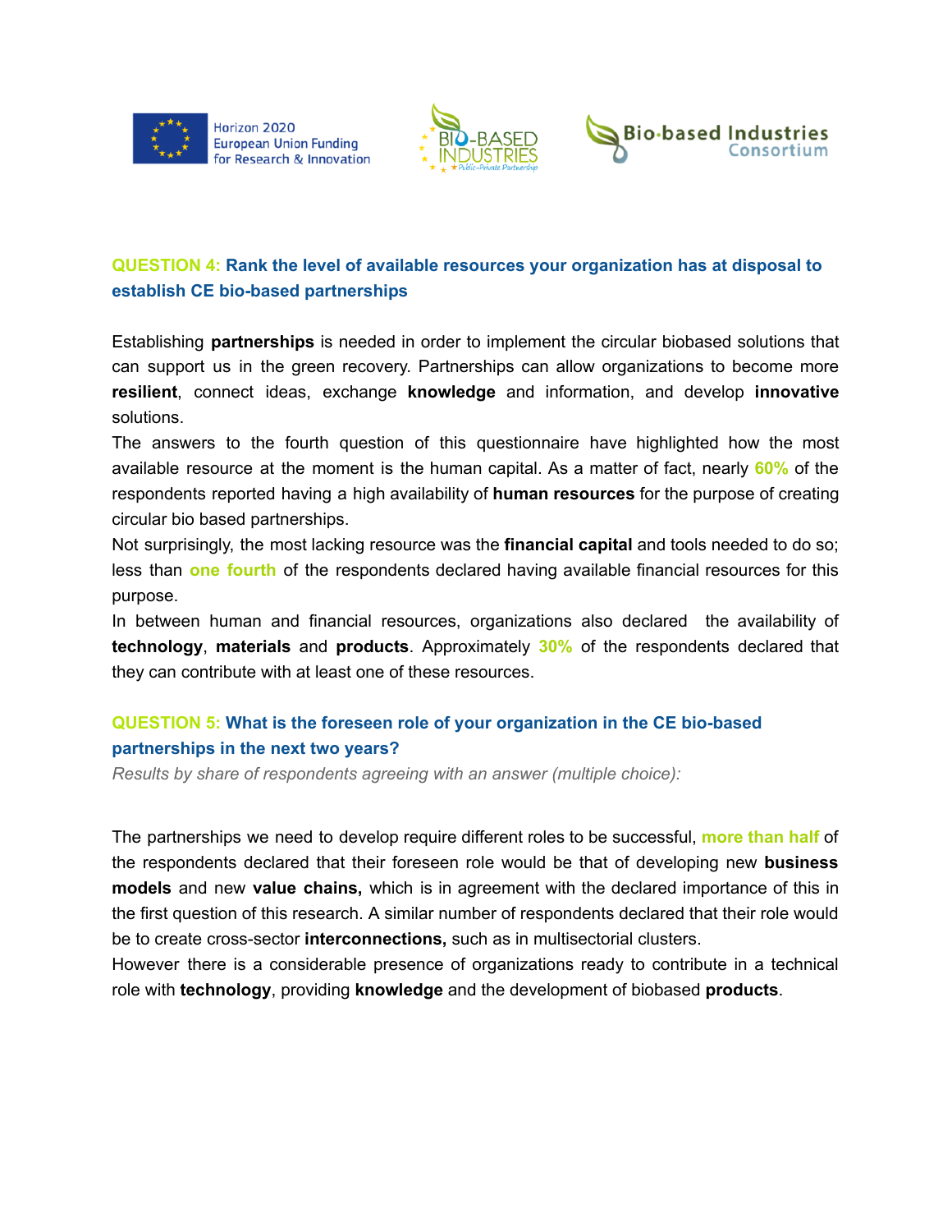**QUESTION 4: Rank the level of available resources your organization has at disposal to establish CE bio-based partnerships**

Establishing **partnerships** is needed in order to implement the circular biobased solutions that can support us in the green recovery. Partnerships can allow organizations to become more **resilient**, connect ideas, exchange **knowledge** and information, and develop **innovative** solutions.

The answers to the fourth question of this questionnaire have highlighted how the most available resource at the moment is the human capital. As a matter of fact, nearly **60%** of the respondents reported having a high availability of **human resources** for the purpose of creating circular bio based partnerships.

Not surprisingly, the most lacking resource was the **financial capital** and tools needed to do so; less than **one fourth** of the respondents declared having available financial resources for this purpose.

In between human and financial resources, organizations also declared the availability of **technology**, **materials** and **products**. Approximately **30%** of the respondents declared that they can contribute with at least one of these resources.

**QUESTION 5: What is the foreseen role of your organization in the CE bio-based partnerships in the next two years?**

*Results by share of respondents agreeing with an answer (multiple choice):*

The partnerships we need to develop require different roles to be successful, **more than half** of the respondents declared that their foreseen role would be that of developing new **business models** and new **value chains,** which is in agreement with the declared importance of this in the first question of this research. A similar number of respondents declared that their role would be to create cross-sector **interconnections,** such as in multisectorial clusters.

However there is a considerable presence of organizations ready to contribute in a technical role with **technology**, providing **knowledge** and the development of biobased **products**.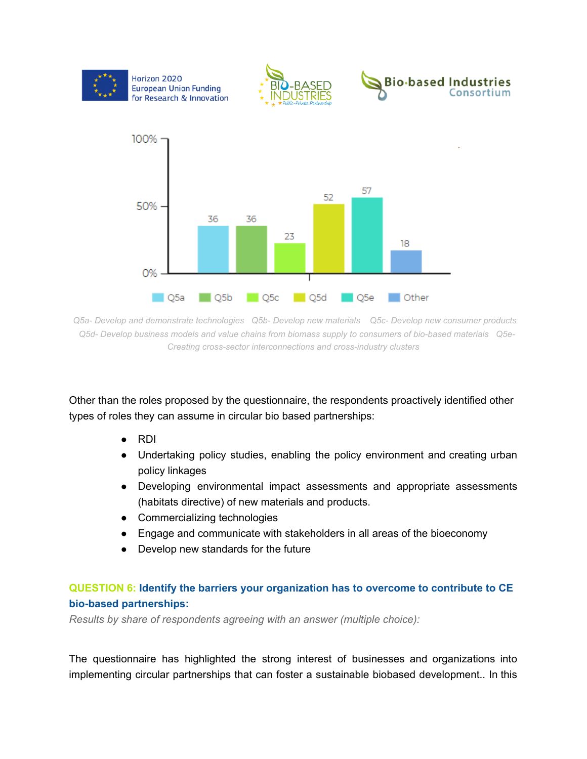| Q5a | Q5b | Q5c | Q5d | Q5e | Other |
|---|---|---|---|---|---|
| 36 | 36 | 23 | 52 | 57 | 18 |

*Q5a- Develop and demonstrate technologies   Q5b- Develop new materials   Q5c- Develop new consumer products   Q5d- Develop business models and value chains from biomass supply to consumers of bio-based materials   Q5e- Creating cross-sector interconnections and cross-industry clusters*

Other than the roles proposed by the questionnaire, the respondents proactively identified other types of roles they can assume in circular bio based partnerships:

- RDI
- Undertaking policy studies, enabling the policy environment and creating urban policy linkages
- Developing environmental impact assessments and appropriate assessments (habitats directive) of new materials and products.
- Commercializing technologies
- Engage and communicate with stakeholders in all areas of the bioeconomy
- Develop new standards for the future

### QUESTION 6: Identify the barriers your organization has to overcome to contribute to CE bio-based partnerships:

*Results by share of respondents agreeing with an answer (multiple choice):*

The questionnaire has highlighted the strong interest of businesses and organizations into implementing circular partnerships that can foster a sustainable biobased development.. In this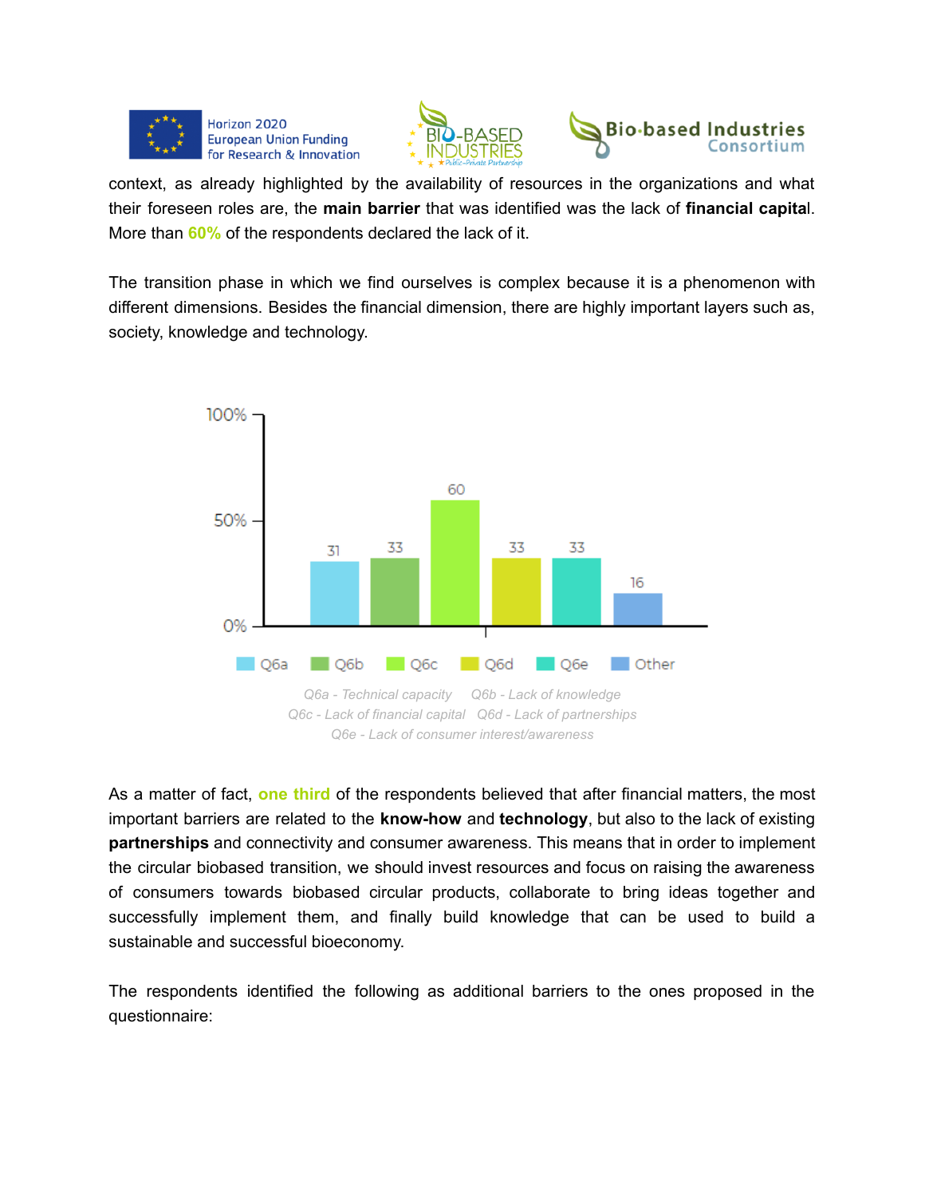context, as already highlighted by the availability of resources in the organizations and what their foreseen roles are, the **main barrier** that was identified was the lack of **financial capita**l. More than **60%** of the respondents declared the lack of it.

The transition phase in which we find ourselves is complex because it is a phenomenon with different dimensions. Besides the financial dimension, there are highly important layers such as, society, knowledge and technology.

| | Q6a | Q6b | Q6c | Q6d | Q6e | Other |
|---|---|---|---|---|---|---|
| % | 31 | 33 | 60 | 33 | 33 | 16 |

*Q6a - Technical capacity Q6b - Lack of knowledge*
*Q6c - Lack of financial capital Q6d - Lack of partnerships*
*Q6e - Lack of consumer interest/awareness*

As a matter of fact, **one third** of the respondents believed that after financial matters, the most important barriers are related to the **know-how** and **technology**, but also to the lack of existing **partnerships** and connectivity and consumer awareness. This means that in order to implement the circular biobased transition, we should invest resources and focus on raising the awareness of consumers towards biobased circular products, collaborate to bring ideas together and successfully implement them, and finally build knowledge that can be used to build a sustainable and successful bioeconomy.

The respondents identified the following as additional barriers to the ones proposed in the questionnaire: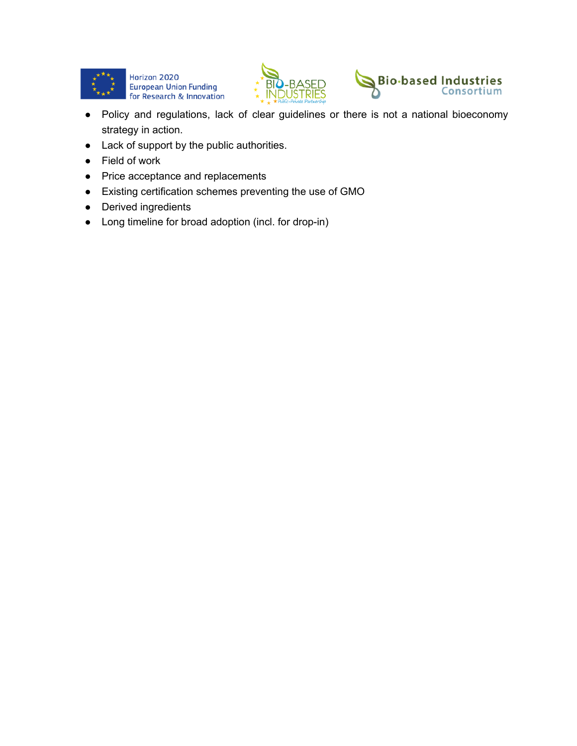- Policy and regulations, lack of clear guidelines or there is not a national bioeconomy strategy in action.
- Lack of support by the public authorities.
- Field of work
- Price acceptance and replacements
- Existing certification schemes preventing the use of GMO
- Derived ingredients
- Long timeline for broad adoption (incl. for drop-in)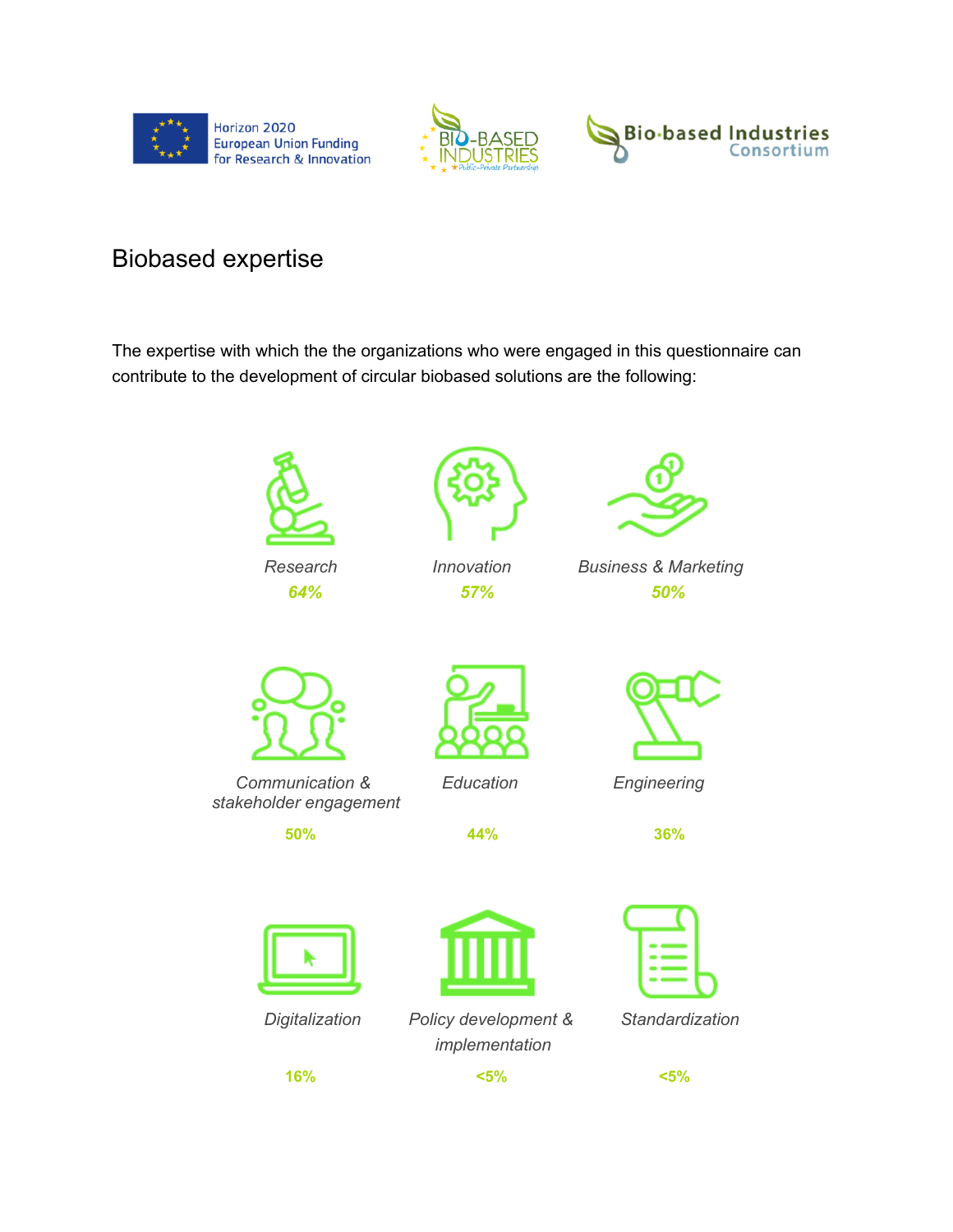## Biobased expertise

The expertise with which the the organizations who were engaged in this questionnaire can contribute to the development of circular biobased solutions are the following:

*Research*
***64%***

*Innovation*
***57%***

*Business & Marketing*
***50%***

*Communication & stakeholder engagement*
**50%**

*Education*
**44%**

*Engineering*
**36%**

*Digitalization*
**16%**

*Policy development & implementation*
**<5%**

*Standardization*
**<5%**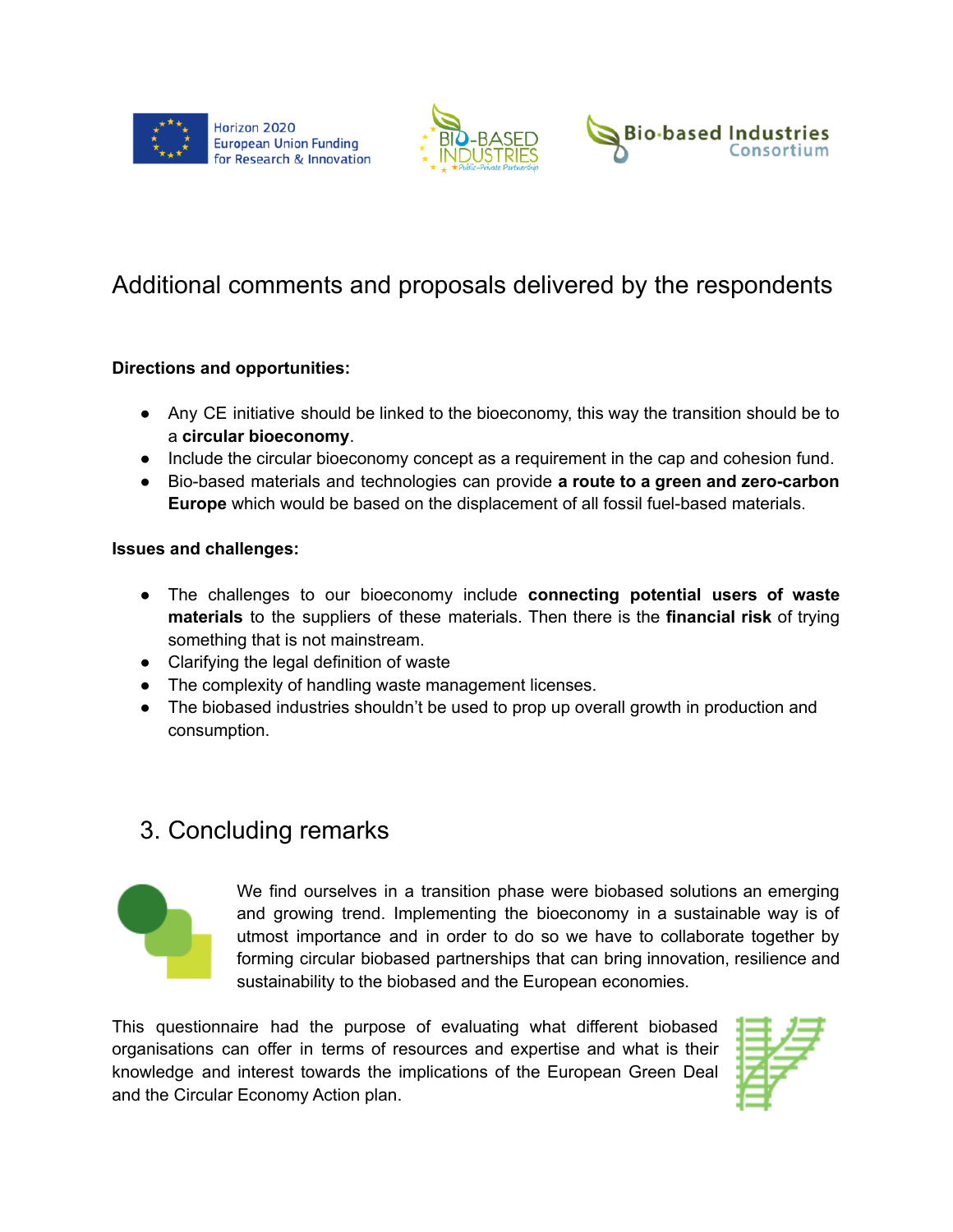## Additional comments and proposals delivered by the respondents

**Directions and opportunities:**

- Any CE initiative should be linked to the bioeconomy, this way the transition should be to a **circular bioeconomy**.
- Include the circular bioeconomy concept as a requirement in the cap and cohesion fund.
- Bio-based materials and technologies can provide **a route to a green and zero-carbon Europe** which would be based on the displacement of all fossil fuel-based materials.

**Issues and challenges:**

- The challenges to our bioeconomy include **connecting potential users of waste materials** to the suppliers of these materials. Then there is the **financial risk** of trying something that is not mainstream.
- Clarifying the legal definition of waste
- The complexity of handling waste management licenses.
- The biobased industries shouldn't be used to prop up overall growth in production and consumption.

## 3. Concluding remarks

We find ourselves in a transition phase were biobased solutions an emerging and growing trend. Implementing the bioeconomy in a sustainable way is of utmost importance and in order to do so we have to collaborate together by forming circular biobased partnerships that can bring innovation, resilience and sustainability to the biobased and the European economies.

This questionnaire had the purpose of evaluating what different biobased organisations can offer in terms of resources and expertise and what is their knowledge and interest towards the implications of the European Green Deal and the Circular Economy Action plan.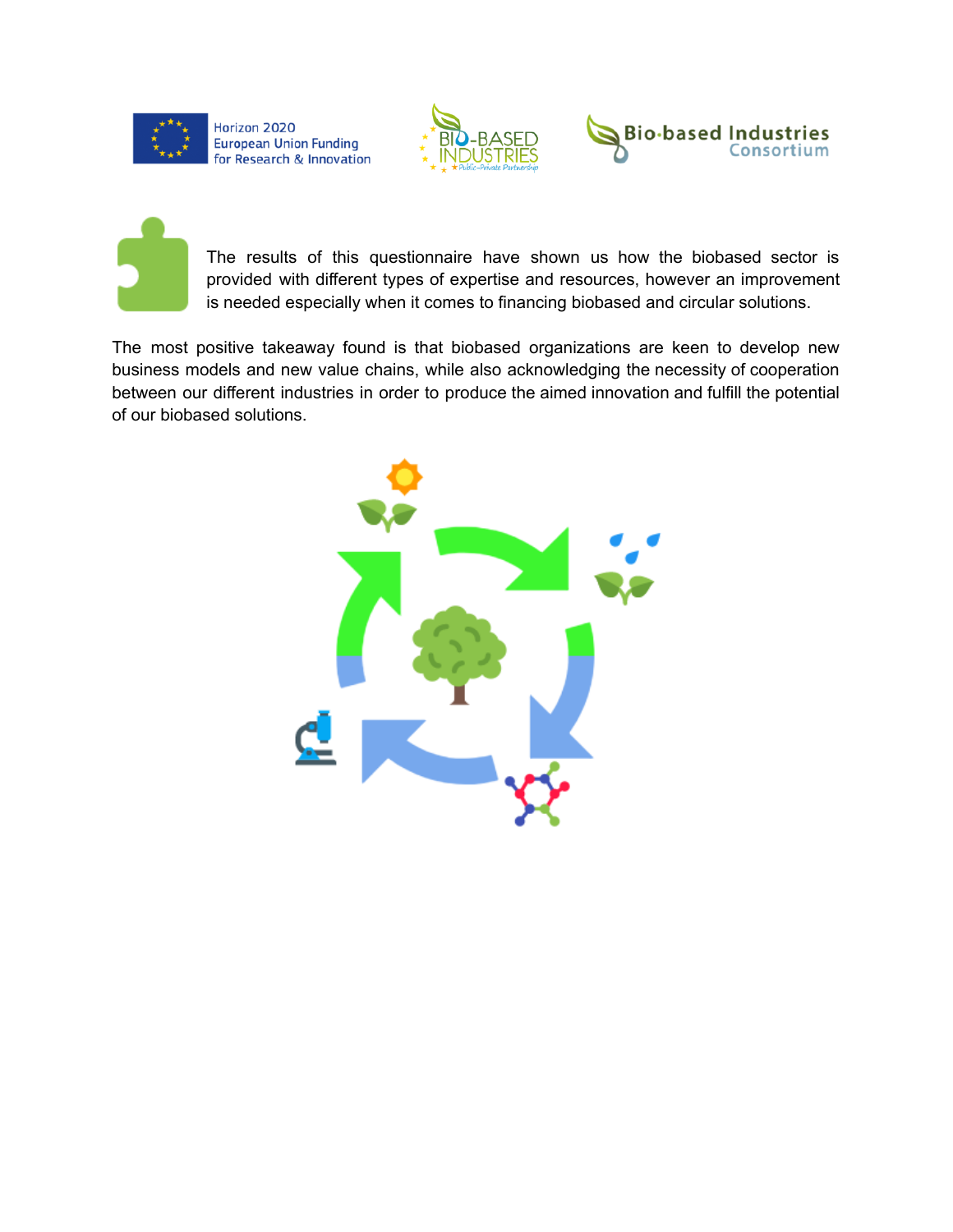The results of this questionnaire have shown us how the biobased sector is provided with different types of expertise and resources, however an improvement is needed especially when it comes to financing biobased and circular solutions.

The most positive takeaway found is that biobased organizations are keen to develop new business models and new value chains, while also acknowledging the necessity of cooperation between our different industries in order to produce the aimed innovation and fulfill the potential of our biobased solutions.